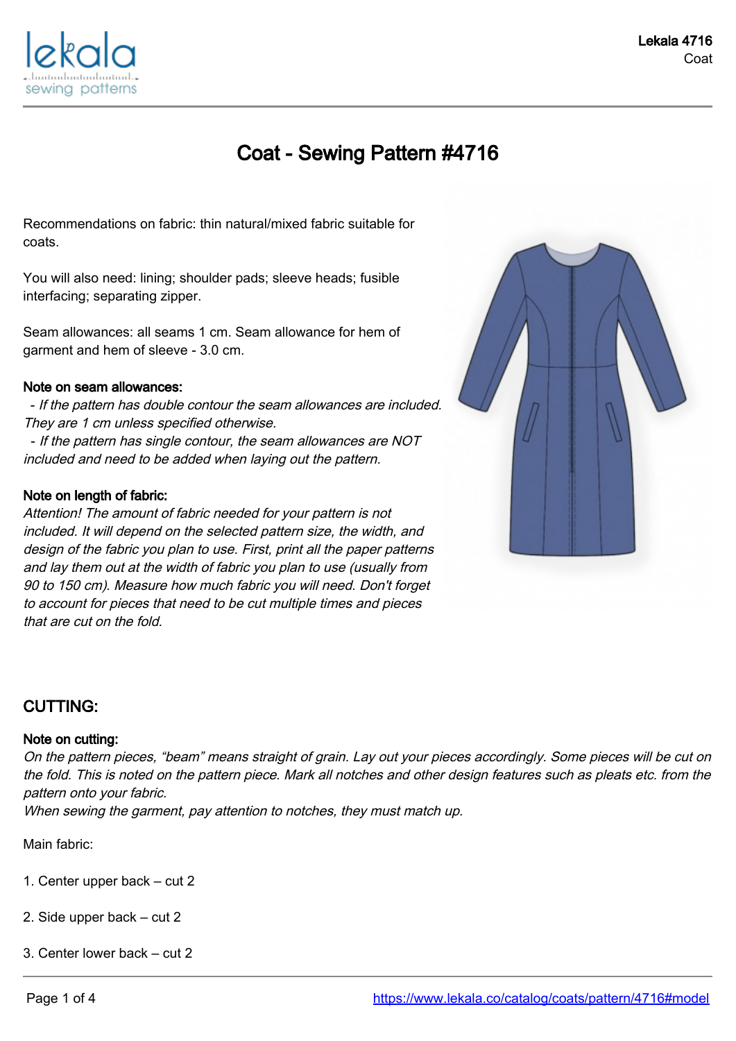# Coat - Sewing Pattern #4716

Recommendations on fabric: thin natural/mixed fabric suitable for coats.

You will also need: lining; shoulder pads; sleeve heads; fusible interfacing; separating zipper.

Seam allowances: all seams 1 cm. Seam allowance for hem of garment and hem of sleeve - 3.0 cm.

**Note on seam allowances:**

*- If the pattern has double contour the seam allowances are included. They are 1 cm unless specified otherwise.*

*- If the pattern has single contour, the seam allowances are NOT included and need to be added when laying out the pattern.*

**Note on length of fabric:**

*Attention! The amount of fabric needed for your pattern is not included. It will depend on the selected pattern size, the width, and design of the fabric you plan to use. First, print all the paper patterns and lay them out at the width of fabric you plan to use (usually from 90 to 150 cm). Measure how much fabric you will need. Don't forget to account for pieces that need to be cut multiple times and pieces that are cut on the fold.*

## CUTTING:

**Note on cutting:**

*On the pattern pieces, "beam" means straight of grain. Lay out your pieces accordingly. Some pieces will be cut on the fold. This is noted on the pattern piece. Mark all notches and other design features such as pleats etc. from the pattern onto your fabric.*

*When sewing the garment, pay attention to notches, they must match up.*

Main fabric:

1. Center upper back – cut 2

2. Side upper back – cut 2

3. Center lower back – cut 2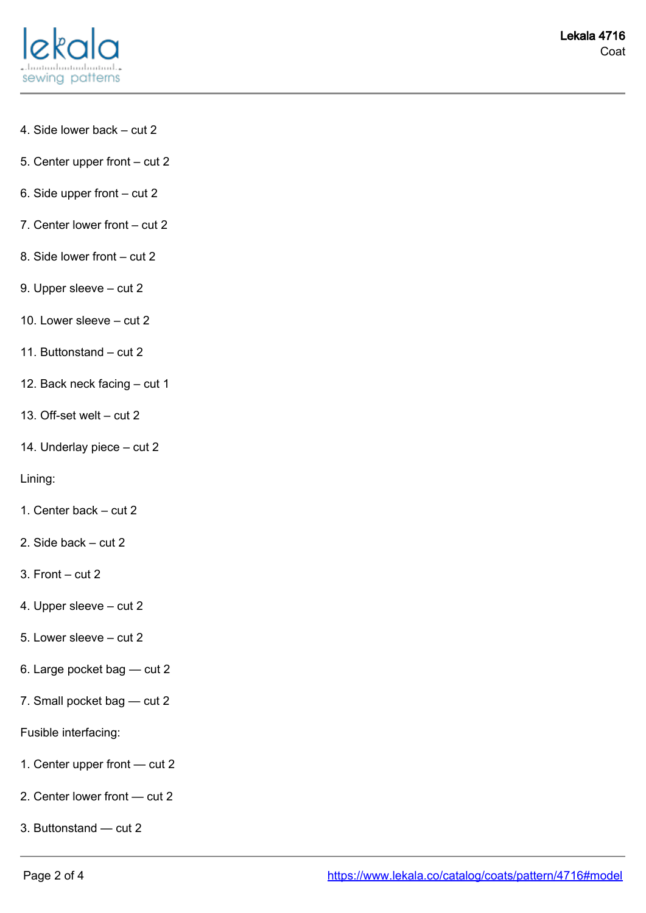4. Side lower back – cut 2

5. Center upper front – cut 2

6. Side upper front – cut 2

7. Center lower front – cut 2

8. Side lower front – cut 2

9. Upper sleeve – cut 2

10. Lower sleeve – cut 2

11. Buttonstand – cut 2

12. Back neck facing – cut 1

13. Off-set welt – cut 2

14. Underlay piece – cut 2

Lining:

1. Center back – cut 2

2. Side back – cut 2

3. Front – cut 2

4. Upper sleeve – cut 2

5. Lower sleeve – cut 2

6. Large pocket bag — cut 2

7. Small pocket bag — cut 2

Fusible interfacing:

1. Center upper front — cut 2

2. Center lower front — cut 2

3. Buttonstand — cut 2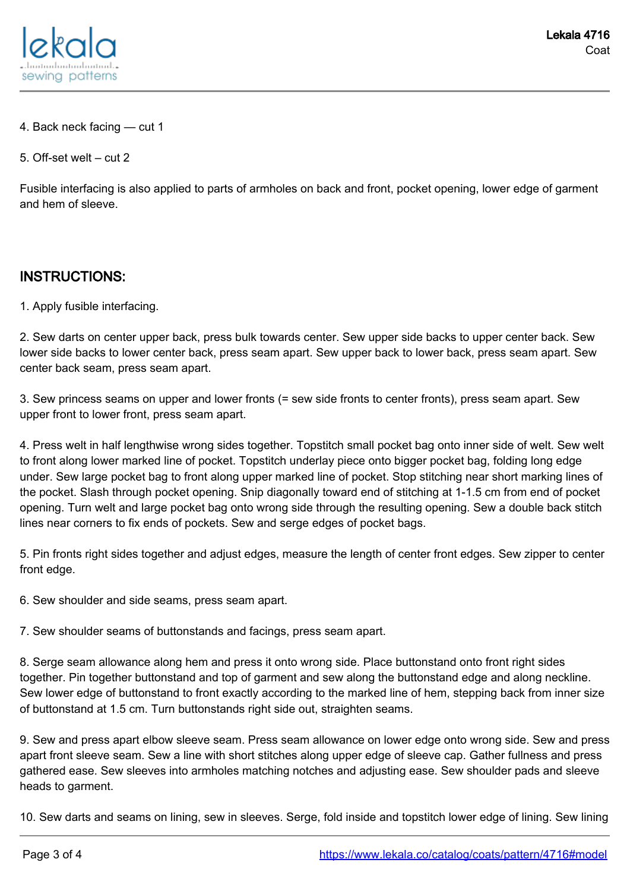4. Back neck facing — cut 1

5. Off-set welt – cut 2

Fusible interfacing is also applied to parts of armholes on back and front, pocket opening, lower edge of garment and hem of sleeve.

## INSTRUCTIONS:

1. Apply fusible interfacing.

2. Sew darts on center upper back, press bulk towards center. Sew upper side backs to upper center back. Sew lower side backs to lower center back, press seam apart. Sew upper back to lower back, press seam apart. Sew center back seam, press seam apart.

3. Sew princess seams on upper and lower fronts (= sew side fronts to center fronts), press seam apart. Sew upper front to lower front, press seam apart.

4. Press welt in half lengthwise wrong sides together. Topstitch small pocket bag onto inner side of welt. Sew welt to front along lower marked line of pocket. Topstitch underlay piece onto bigger pocket bag, folding long edge under. Sew large pocket bag to front along upper marked line of pocket. Stop stitching near short marking lines of the pocket. Slash through pocket opening. Snip diagonally toward end of stitching at 1-1.5 cm from end of pocket opening. Turn welt and large pocket bag onto wrong side through the resulting opening. Sew a double back stitch lines near corners to fix ends of pockets. Sew and serge edges of pocket bags.

5. Pin fronts right sides together and adjust edges, measure the length of center front edges. Sew zipper to center front edge.

6. Sew shoulder and side seams, press seam apart.

7. Sew shoulder seams of buttonstands and facings, press seam apart.

8. Serge seam allowance along hem and press it onto wrong side. Place buttonstand onto front right sides together. Pin together buttonstand and top of garment and sew along the buttonstand edge and along neckline. Sew lower edge of buttonstand to front exactly according to the marked line of hem, stepping back from inner size of buttonstand at 1.5 cm. Turn buttonstands right side out, straighten seams.

9. Sew and press apart elbow sleeve seam. Press seam allowance on lower edge onto wrong side. Sew and press apart front sleeve seam. Sew a line with short stitches along upper edge of sleeve cap. Gather fullness and press gathered ease. Sew sleeves into armholes matching notches and adjusting ease. Sew shoulder pads and sleeve heads to garment.

10. Sew darts and seams on lining, sew in sleeves. Serge, fold inside and topstitch lower edge of lining. Sew lining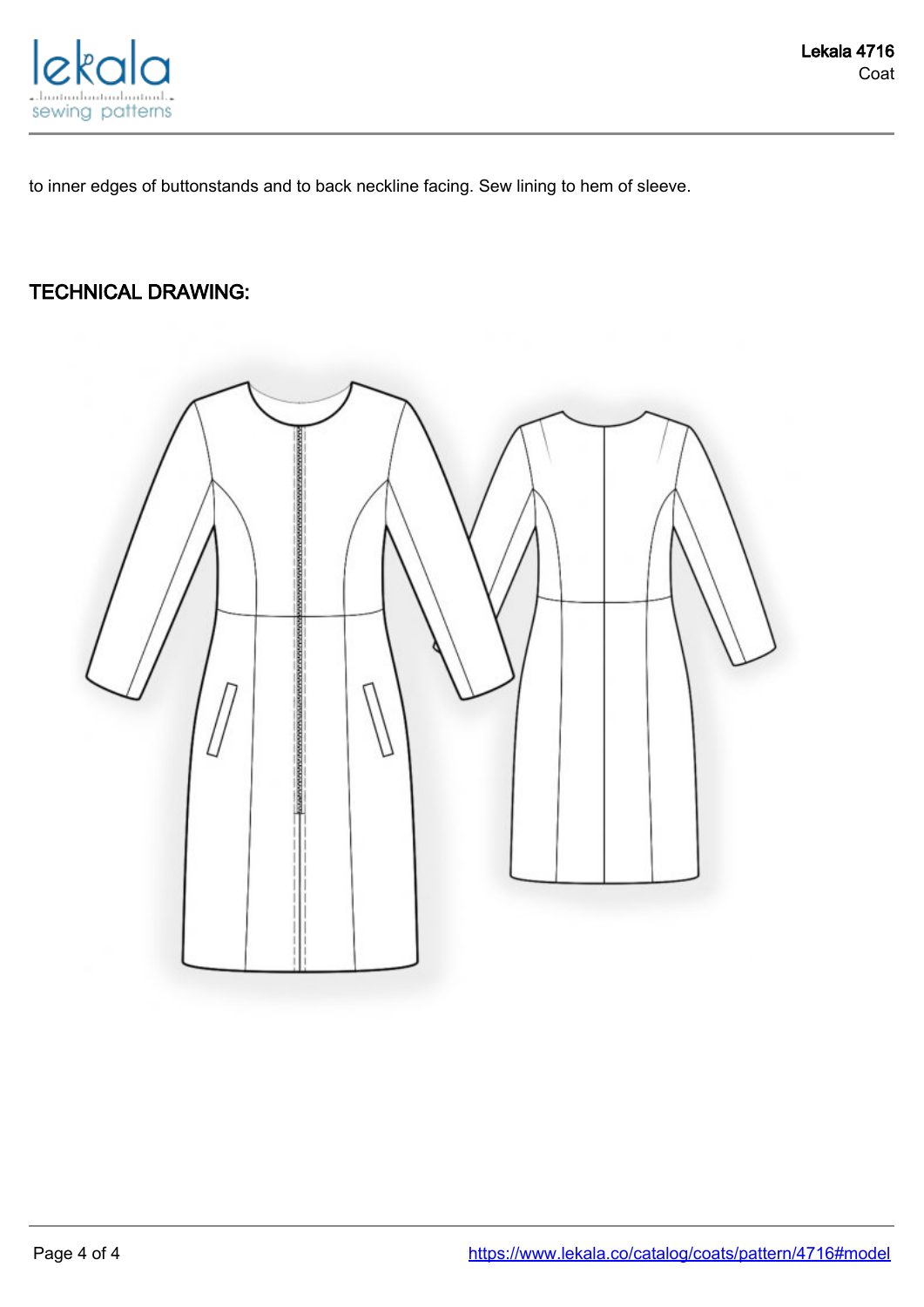to inner edges of buttonstands and to back neckline facing. Sew lining to hem of sleeve.

## TECHNICAL DRAWING: